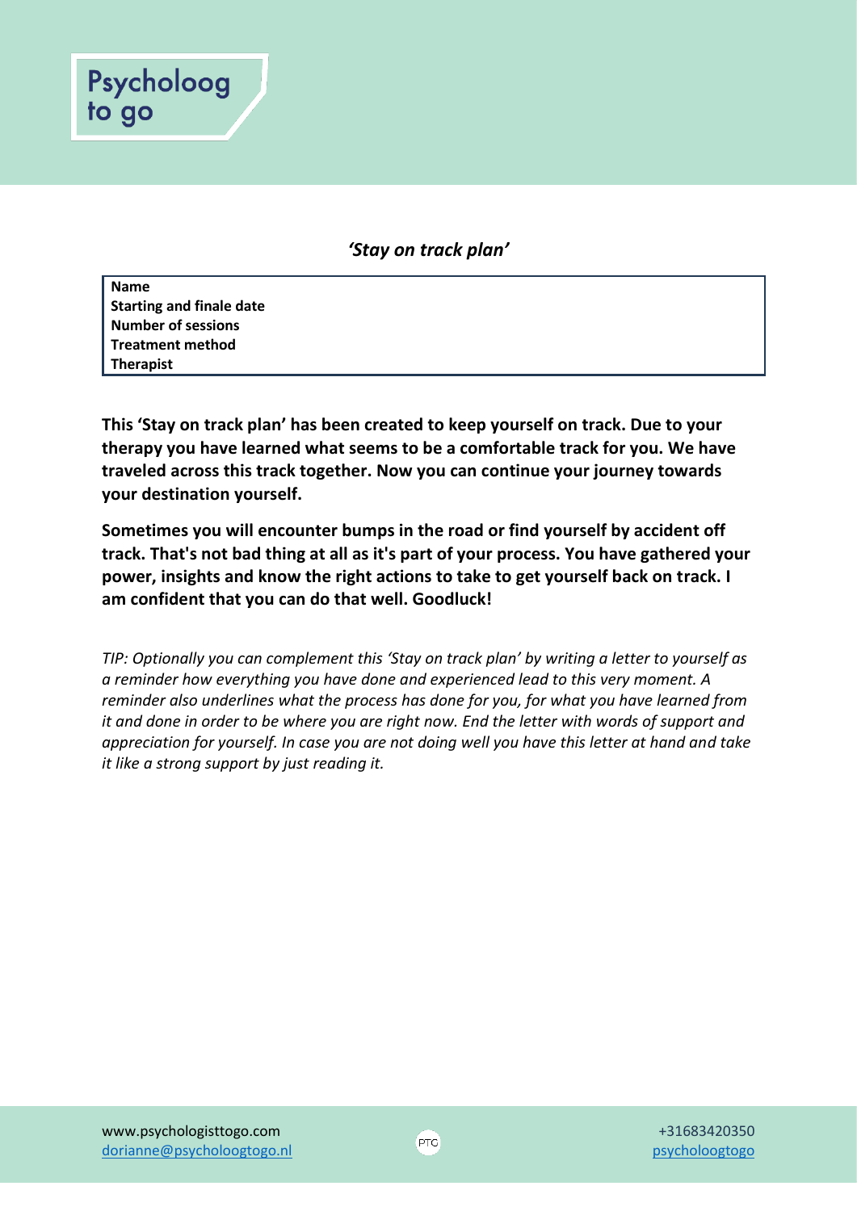Psycholoog to go

*'Stay on track plan'*

| **Name** | |
|---|---|
| **Starting and finale date** | |
| **Number of sessions** | |
| **Treatment method** | |
| **Therapist** | |

**This 'Stay on track plan' has been created to keep yourself on track. Due to your therapy you have learned what seems to be a comfortable track for you. We have traveled across this track together. Now you can continue your journey towards your destination yourself.**

**Sometimes you will encounter bumps in the road or find yourself by accident off track. That's not bad thing at all as it's part of your process. You have gathered your power, insights and know the right actions to take to get yourself back on track. I am confident that you can do that well. Goodluck!**

*TIP: Optionally you can complement this 'Stay on track plan' by writing a letter to yourself as a reminder how everything you have done and experienced lead to this very moment. A reminder also underlines what the process has done for you, for what you have learned from it and done in order to be where you are right now. End the letter with words of support and appreciation for yourself. In case you are not doing well you have this letter at hand and take it like a strong support by just reading it.*

www.psychologisttogo.com
dorianne@psycholoogtogo.nl

+31683420350
psycholoogtogo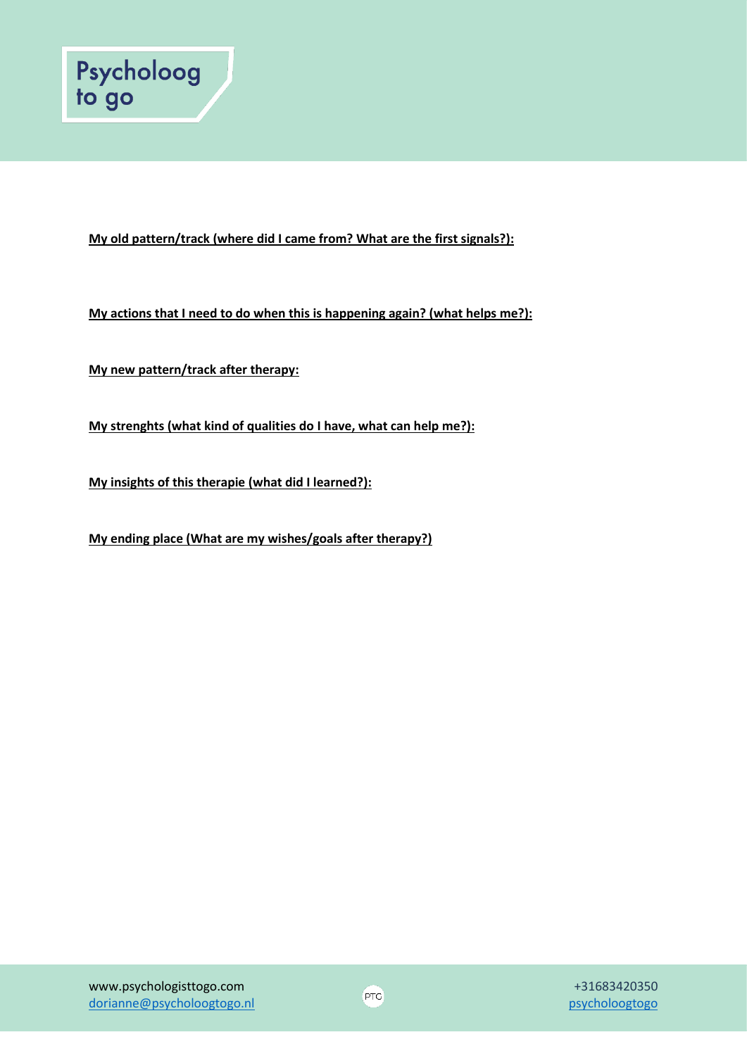**My old pattern/track (where did I came from? What are the first signals?):**

**My actions that I need to do when this is happening again? (what helps me?):**

**My new pattern/track after therapy:**

**My strenghts (what kind of qualities do I have, what can help me?):**

**My insights of this therapie (what did I learned?):**

**My ending place (What are my wishes/goals after therapy?)**